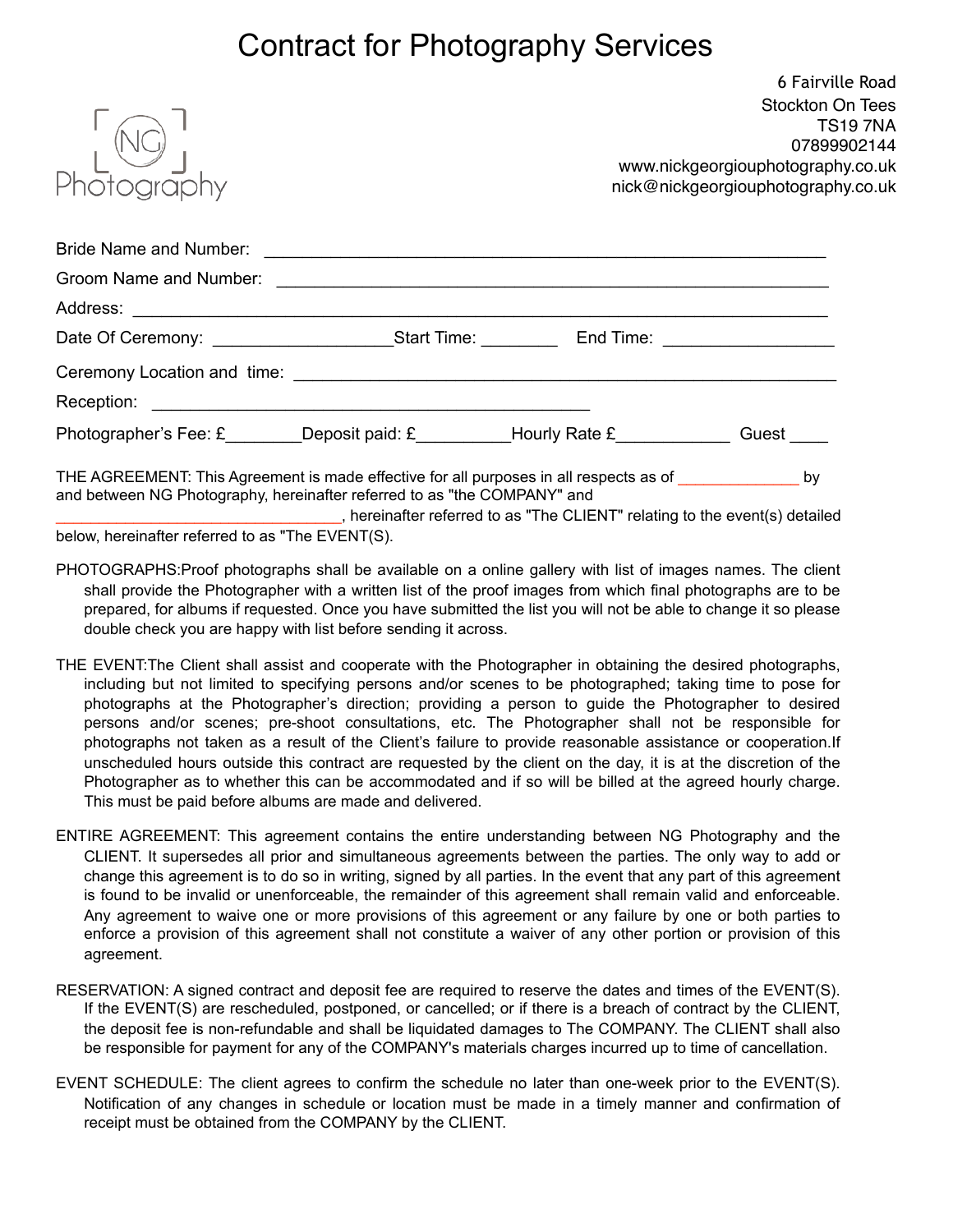# Contract for Photography Services

NG Photography

6 Fairville Road
Stockton On Tees
TS19 7NA
07899902144
www.nickgeorgiouphotography.co.uk
nick@nickgeorgiouphotography.co.uk

Bride Name and Number: ____________________________________________________________

Groom Name and Number: ____________________________________________________________

Address: ______________________________________________________________________________

Date Of Ceremony: ___________________Start Time: ________ End Time: __________________

Ceremony Location and time: ___________________________________________________________

Reception: _______________________________________________

Photographer's Fee: £________Deposit paid: £__________Hourly Rate £____________ Guest ____

THE AGREEMENT: This Agreement is made effective for all purposes in all respects as of ______________ by and between NG Photography, hereinafter referred to as "the COMPANY" and ________________________________, hereinafter referred to as "The CLIENT" relating to the event(s) detailed below, hereinafter referred to as "The EVENT(S).

PHOTOGRAPHS:Proof photographs shall be available on a online gallery with list of images names. The client shall provide the Photographer with a written list of the proof images from which final photographs are to be prepared, for albums if requested. Once you have submitted the list you will not be able to change it so please double check you are happy with list before sending it across.

THE EVENT:The Client shall assist and cooperate with the Photographer in obtaining the desired photographs, including but not limited to specifying persons and/or scenes to be photographed; taking time to pose for photographs at the Photographer's direction; providing a person to guide the Photographer to desired persons and/or scenes; pre-shoot consultations, etc. The Photographer shall not be responsible for photographs not taken as a result of the Client's failure to provide reasonable assistance or cooperation.If unscheduled hours outside this contract are requested by the client on the day, it is at the discretion of the Photographer as to whether this can be accommodated and if so will be billed at the agreed hourly charge. This must be paid before albums are made and delivered.

ENTIRE AGREEMENT: This agreement contains the entire understanding between NG Photography and the CLIENT. It supersedes all prior and simultaneous agreements between the parties. The only way to add or change this agreement is to do so in writing, signed by all parties. In the event that any part of this agreement is found to be invalid or unenforceable, the remainder of this agreement shall remain valid and enforceable. Any agreement to waive one or more provisions of this agreement or any failure by one or both parties to enforce a provision of this agreement shall not constitute a waiver of any other portion or provision of this agreement.

RESERVATION: A signed contract and deposit fee are required to reserve the dates and times of the EVENT(S). If the EVENT(S) are rescheduled, postponed, or cancelled; or if there is a breach of contract by the CLIENT, the deposit fee is non-refundable and shall be liquidated damages to The COMPANY. The CLIENT shall also be responsible for payment for any of the COMPANY's materials charges incurred up to time of cancellation.

EVENT SCHEDULE: The client agrees to confirm the schedule no later than one-week prior to the EVENT(S). Notification of any changes in schedule or location must be made in a timely manner and confirmation of receipt must be obtained from the COMPANY by the CLIENT.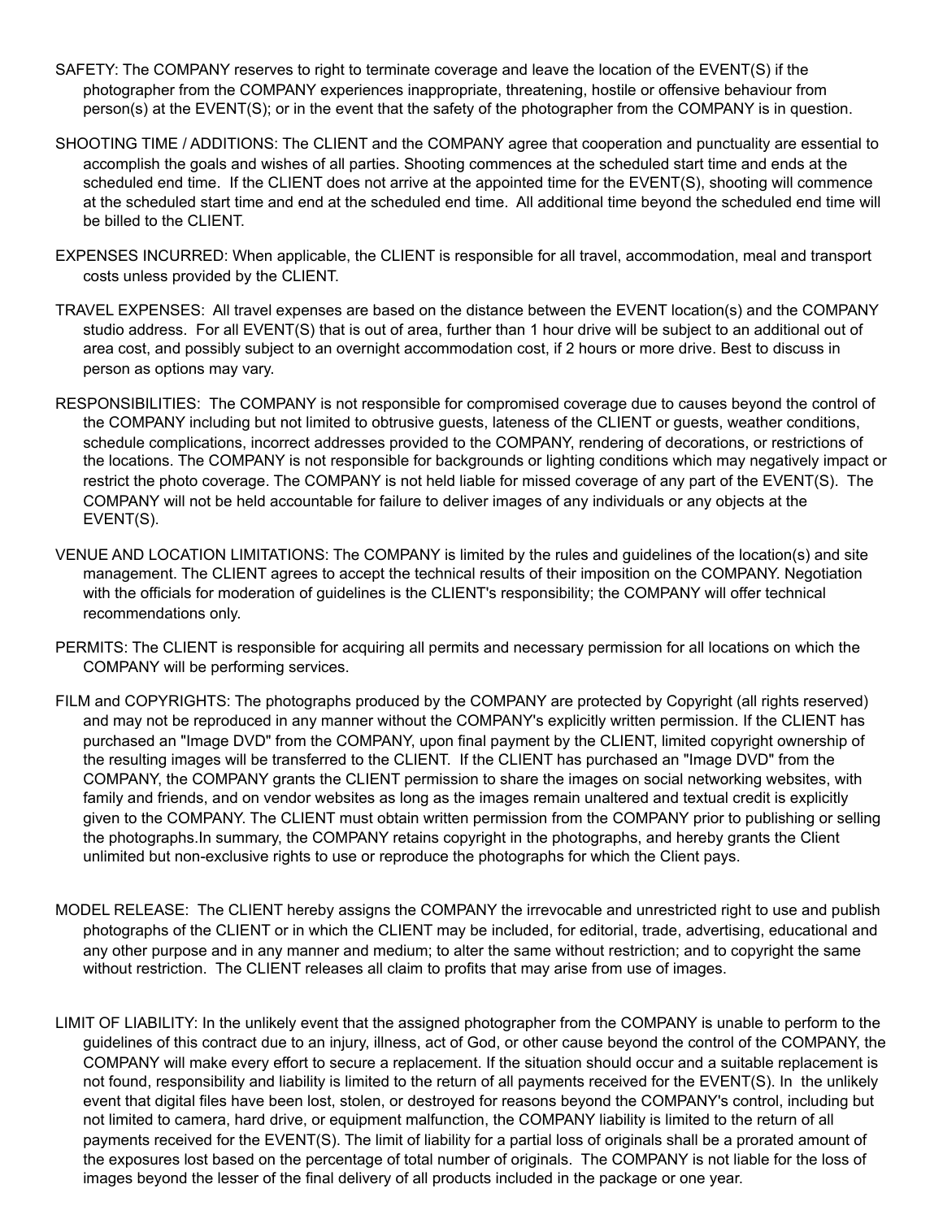SAFETY: The COMPANY reserves to right to terminate coverage and leave the location of the EVENT(S) if the photographer from the COMPANY experiences inappropriate, threatening, hostile or offensive behaviour from person(s) at the EVENT(S); or in the event that the safety of the photographer from the COMPANY is in question.

SHOOTING TIME / ADDITIONS: The CLIENT and the COMPANY agree that cooperation and punctuality are essential to accomplish the goals and wishes of all parties. Shooting commences at the scheduled start time and ends at the scheduled end time. If the CLIENT does not arrive at the appointed time for the EVENT(S), shooting will commence at the scheduled start time and end at the scheduled end time. All additional time beyond the scheduled end time will be billed to the CLIENT.

EXPENSES INCURRED: When applicable, the CLIENT is responsible for all travel, accommodation, meal and transport costs unless provided by the CLIENT.

TRAVEL EXPENSES: All travel expenses are based on the distance between the EVENT location(s) and the COMPANY studio address. For all EVENT(S) that is out of area, further than 1 hour drive will be subject to an additional out of area cost, and possibly subject to an overnight accommodation cost, if 2 hours or more drive. Best to discuss in person as options may vary.

RESPONSIBILITIES: The COMPANY is not responsible for compromised coverage due to causes beyond the control of the COMPANY including but not limited to obtrusive guests, lateness of the CLIENT or guests, weather conditions, schedule complications, incorrect addresses provided to the COMPANY, rendering of decorations, or restrictions of the locations. The COMPANY is not responsible for backgrounds or lighting conditions which may negatively impact or restrict the photo coverage. The COMPANY is not held liable for missed coverage of any part of the EVENT(S). The COMPANY will not be held accountable for failure to deliver images of any individuals or any objects at the EVENT(S).

VENUE AND LOCATION LIMITATIONS: The COMPANY is limited by the rules and guidelines of the location(s) and site management. The CLIENT agrees to accept the technical results of their imposition on the COMPANY. Negotiation with the officials for moderation of guidelines is the CLIENT's responsibility; the COMPANY will offer technical recommendations only.

PERMITS: The CLIENT is responsible for acquiring all permits and necessary permission for all locations on which the COMPANY will be performing services.

FILM and COPYRIGHTS: The photographs produced by the COMPANY are protected by Copyright (all rights reserved) and may not be reproduced in any manner without the COMPANY's explicitly written permission. If the CLIENT has purchased an "Image DVD" from the COMPANY, upon final payment by the CLIENT, limited copyright ownership of the resulting images will be transferred to the CLIENT. If the CLIENT has purchased an "Image DVD" from the COMPANY, the COMPANY grants the CLIENT permission to share the images on social networking websites, with family and friends, and on vendor websites as long as the images remain unaltered and textual credit is explicitly given to the COMPANY. The CLIENT must obtain written permission from the COMPANY prior to publishing or selling the photographs.In summary, the COMPANY retains copyright in the photographs, and hereby grants the Client unlimited but non-exclusive rights to use or reproduce the photographs for which the Client pays.

MODEL RELEASE: The CLIENT hereby assigns the COMPANY the irrevocable and unrestricted right to use and publish photographs of the CLIENT or in which the CLIENT may be included, for editorial, trade, advertising, educational and any other purpose and in any manner and medium; to alter the same without restriction; and to copyright the same without restriction. The CLIENT releases all claim to profits that may arise from use of images.

LIMIT OF LIABILITY: In the unlikely event that the assigned photographer from the COMPANY is unable to perform to the guidelines of this contract due to an injury, illness, act of God, or other cause beyond the control of the COMPANY, the COMPANY will make every effort to secure a replacement. If the situation should occur and a suitable replacement is not found, responsibility and liability is limited to the return of all payments received for the EVENT(S). In the unlikely event that digital files have been lost, stolen, or destroyed for reasons beyond the COMPANY's control, including but not limited to camera, hard drive, or equipment malfunction, the COMPANY liability is limited to the return of all payments received for the EVENT(S). The limit of liability for a partial loss of originals shall be a prorated amount of the exposures lost based on the percentage of total number of originals. The COMPANY is not liable for the loss of images beyond the lesser of the final delivery of all products included in the package or one year.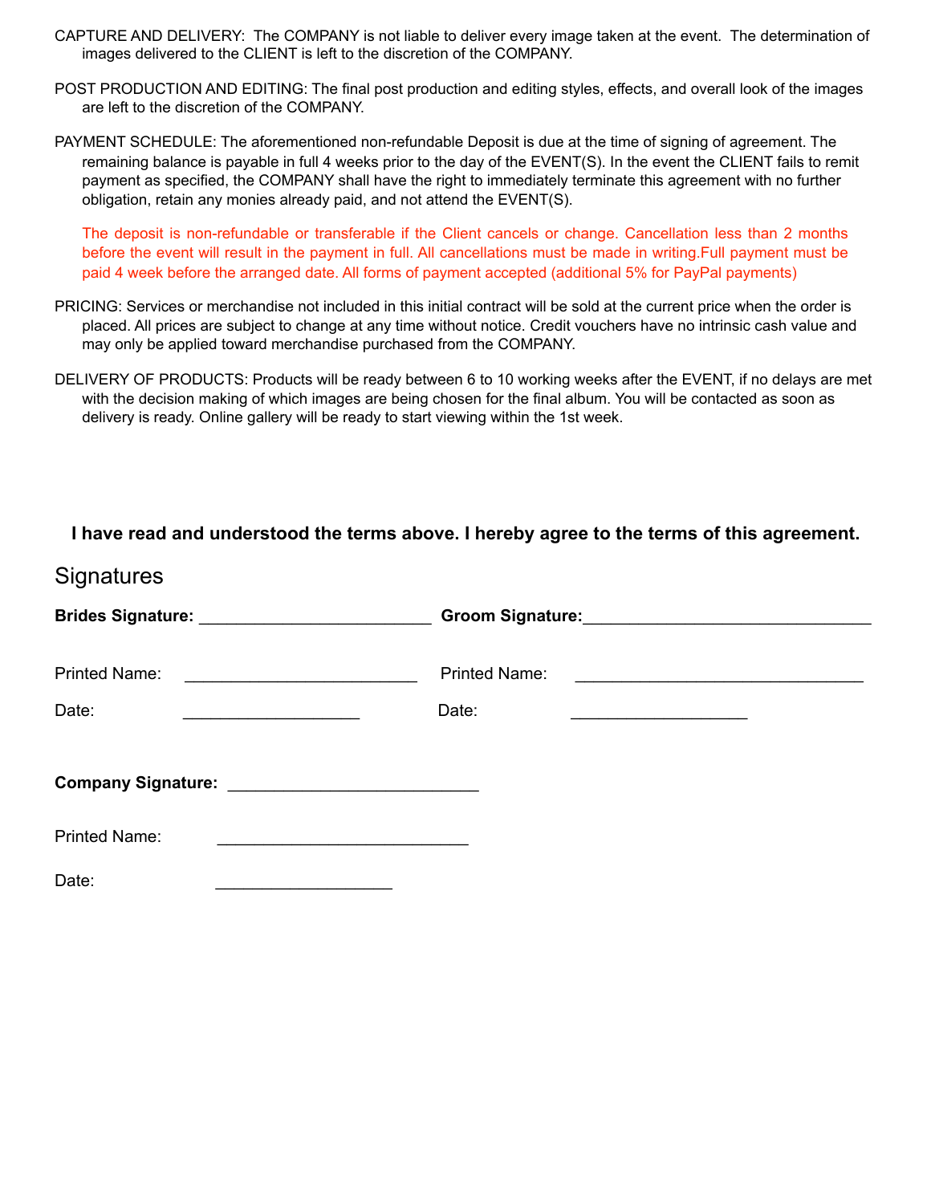CAPTURE AND DELIVERY: The COMPANY is not liable to deliver every image taken at the event. The determination of images delivered to the CLIENT is left to the discretion of the COMPANY.

POST PRODUCTION AND EDITING: The final post production and editing styles, effects, and overall look of the images are left to the discretion of the COMPANY.

PAYMENT SCHEDULE: The aforementioned non-refundable Deposit is due at the time of signing of agreement. The remaining balance is payable in full 4 weeks prior to the day of the EVENT(S). In the event the CLIENT fails to remit payment as specified, the COMPANY shall have the right to immediately terminate this agreement with no further obligation, retain any monies already paid, and not attend the EVENT(S).

The deposit is non-refundable or transferable if the Client cancels or change. Cancellation less than 2 months before the event will result in the payment in full. All cancellations must be made in writing.Full payment must be paid 4 week before the arranged date. All forms of payment accepted (additional 5% for PayPal payments)

PRICING: Services or merchandise not included in this initial contract will be sold at the current price when the order is placed. All prices are subject to change at any time without notice. Credit vouchers have no intrinsic cash value and may only be applied toward merchandise purchased from the COMPANY.

DELIVERY OF PRODUCTS: Products will be ready between 6 to 10 working weeks after the EVENT, if no delays are met with the decision making of which images are being chosen for the final album. You will be contacted as soon as delivery is ready. Online gallery will be ready to start viewing within the 1st week.

**I have read and understood the terms above. I hereby agree to the terms of this agreement.**

## Signatures

**Brides Signature:** __________________________ **Groom Signature:**________________________________

Printed Name: __________________________ Printed Name: ________________________________

Date: ____________________ Date: ____________________

**Company Signature:** ____________________________

Printed Name: ____________________________

Date: ____________________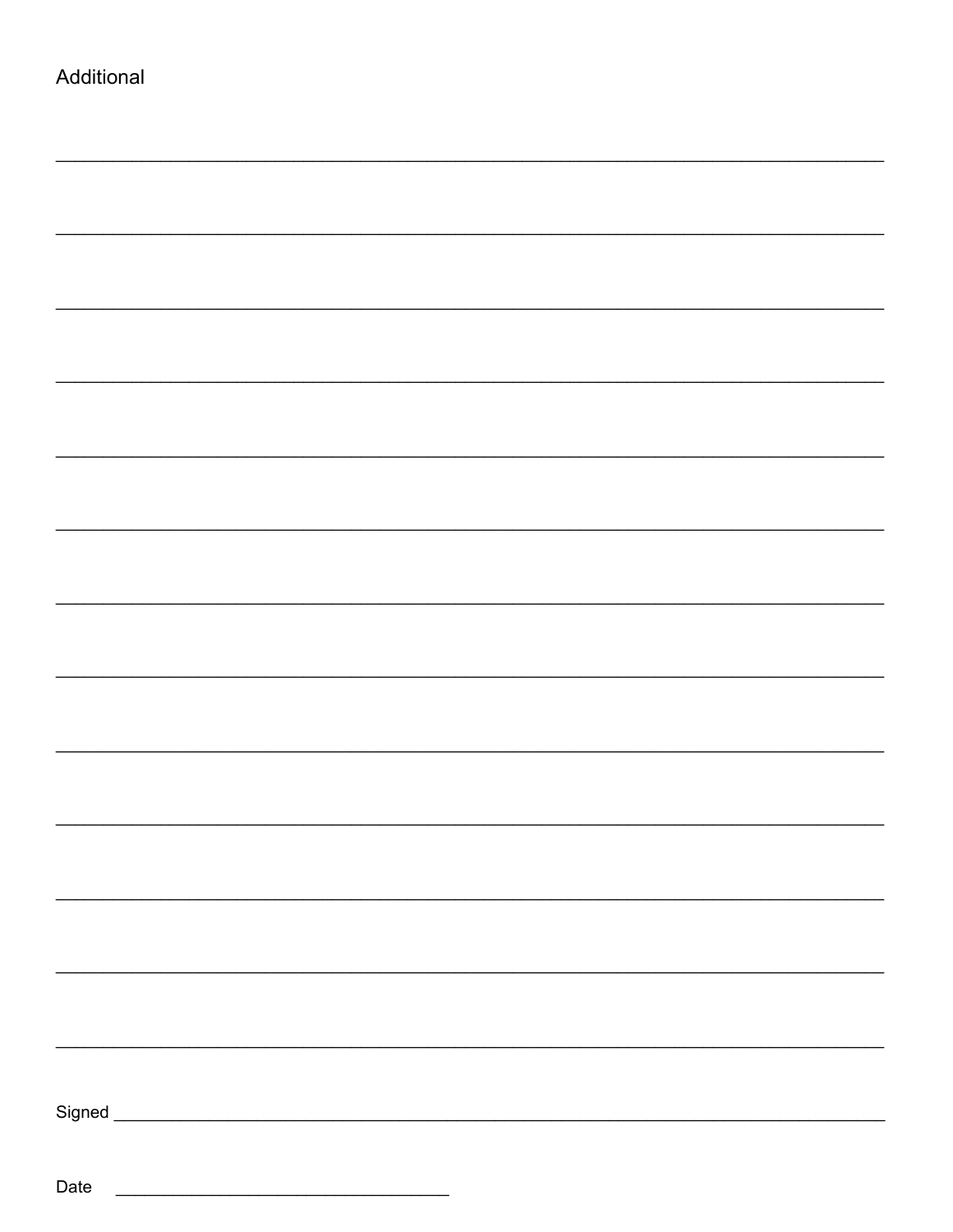Additional

______________________________________________________________________________

______________________________________________________________________________

______________________________________________________________________________

______________________________________________________________________________

______________________________________________________________________________

______________________________________________________________________________

______________________________________________________________________________

______________________________________________________________________________

______________________________________________________________________________

______________________________________________________________________________

______________________________________________________________________________

______________________________________________________________________________

______________________________________________________________________________

Signed ________________________________________________________________________

Date ______________________________